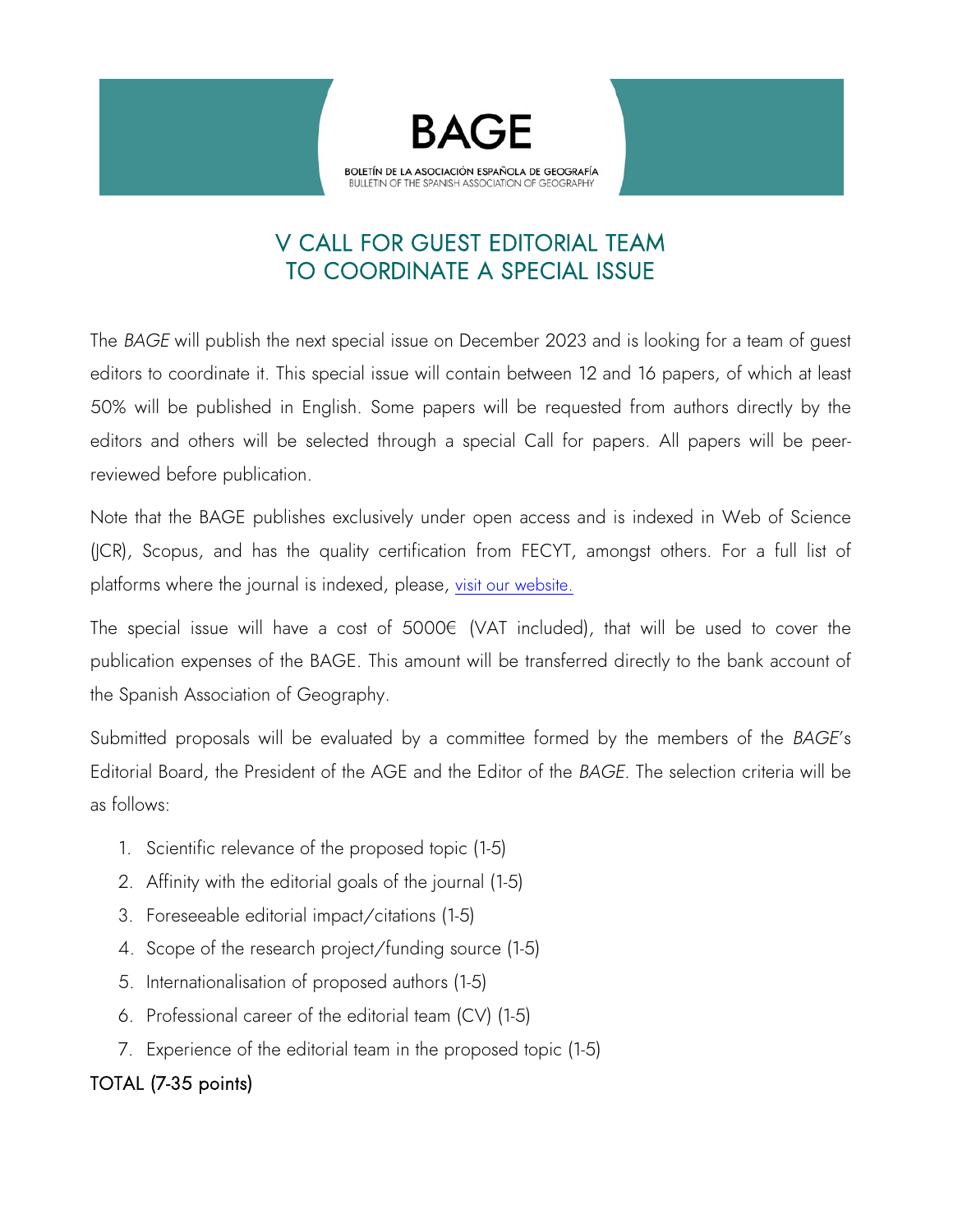BAGE

BOLETÍN DE LA ASOCIACIÓN ESPAÑOLA DE GEOGRAFÍA
BULLETIN OF THE SPANISH ASSOCIATION OF GEOGRAPHY

# V CALL FOR GUEST EDITORIAL TEAM TO COORDINATE A SPECIAL ISSUE

The *BAGE* will publish the next special issue on December 2023 and is looking for a team of guest editors to coordinate it. This special issue will contain between 12 and 16 papers, of which at least 50% will be published in English. Some papers will be requested from authors directly by the editors and others will be selected through a special Call for papers. All papers will be peer-reviewed before publication.

Note that the BAGE publishes exclusively under open access and is indexed in Web of Science (JCR), Scopus, and has the quality certification from FECYT, amongst others. For a full list of platforms where the journal is indexed, please, visit our website.

The special issue will have a cost of 5000€ (VAT included), that will be used to cover the publication expenses of the BAGE. This amount will be transferred directly to the bank account of the Spanish Association of Geography.

Submitted proposals will be evaluated by a committee formed by the members of the *BAGE*'s Editorial Board, the President of the AGE and the Editor of the *BAGE*. The selection criteria will be as follows:

1. Scientific relevance of the proposed topic (1-5)
2. Affinity with the editorial goals of the journal (1-5)
3. Foreseeable editorial impact/citations (1-5)
4. Scope of the research project/funding source (1-5)
5. Internationalisation of proposed authors (1-5)
6. Professional career of the editorial team (CV) (1-5)
7. Experience of the editorial team in the proposed topic (1-5)

TOTAL (7-35 points)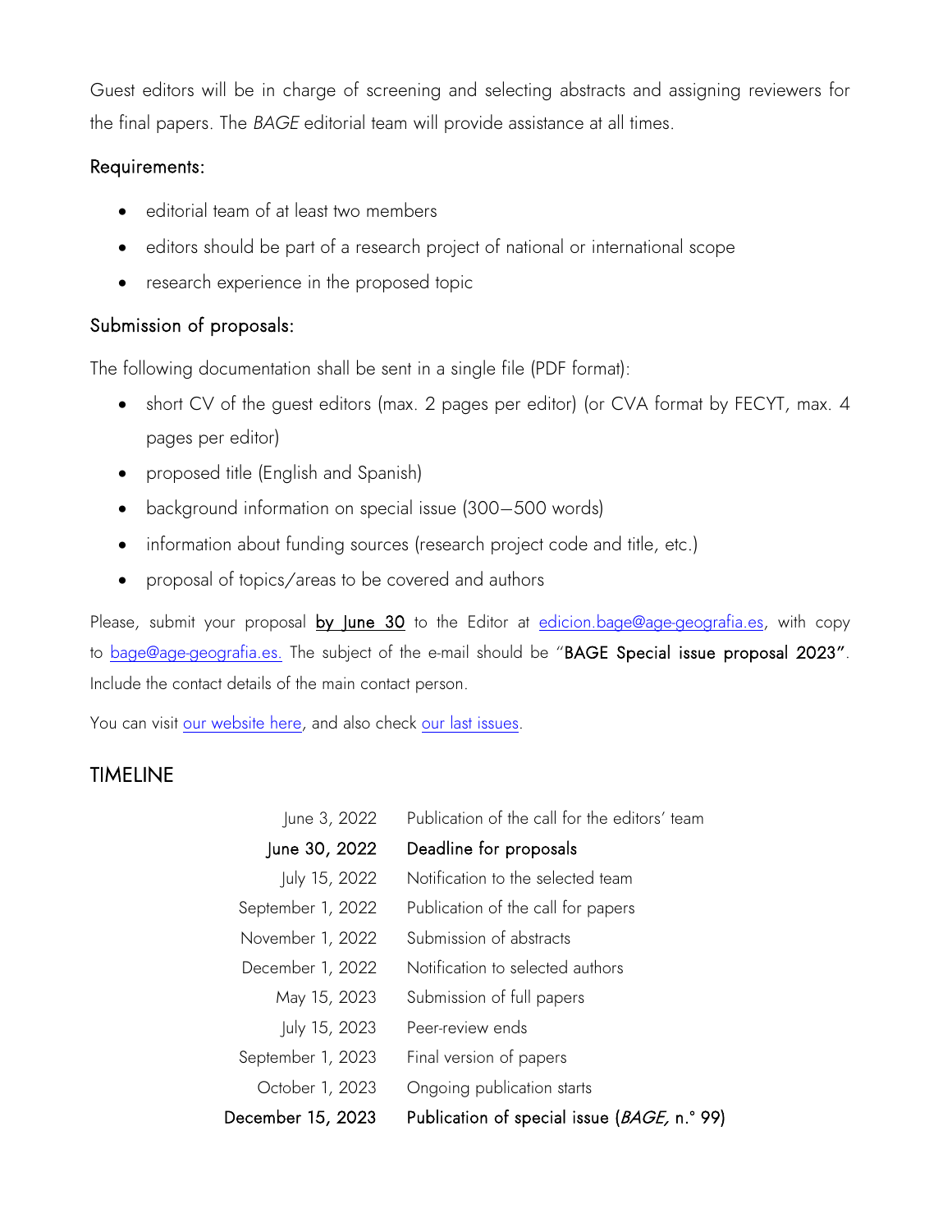Guest editors will be in charge of screening and selecting abstracts and assigning reviewers for the final papers. The *BAGE* editorial team will provide assistance at all times.

### Requirements:

- editorial team of at least two members
- editors should be part of a research project of national or international scope
- research experience in the proposed topic

### Submission of proposals:

The following documentation shall be sent in a single file (PDF format):

- short CV of the guest editors (max. 2 pages per editor) (or CVA format by FECYT, max. 4 pages per editor)
- proposed title (English and Spanish)
- background information on special issue (300–500 words)
- information about funding sources (research project code and title, etc.)
- proposal of topics/areas to be covered and authors

Please, submit your proposal **by June 30** to the Editor at edicion.bage@age-geografia.es, with copy to bage@age-geografia.es. The subject of the e-mail should be "**BAGE Special issue proposal 2023**". Include the contact details of the main contact person.

You can visit our website here, and also check our last issues.

## TIMELINE

| | |
|---|---|
| June 3, 2022 | Publication of the call for the editors' team |
| **June 30, 2022** | **Deadline for proposals** |
| July 15, 2022 | Notification to the selected team |
| September 1, 2022 | Publication of the call for papers |
| November 1, 2022 | Submission of abstracts |
| December 1, 2022 | Notification to selected authors |
| May 15, 2023 | Submission of full papers |
| July 15, 2023 | Peer-review ends |
| September 1, 2023 | Final version of papers |
| October 1, 2023 | Ongoing publication starts |
| **December 15, 2023** | **Publication of special issue (*BAGE,* n.° 99)** |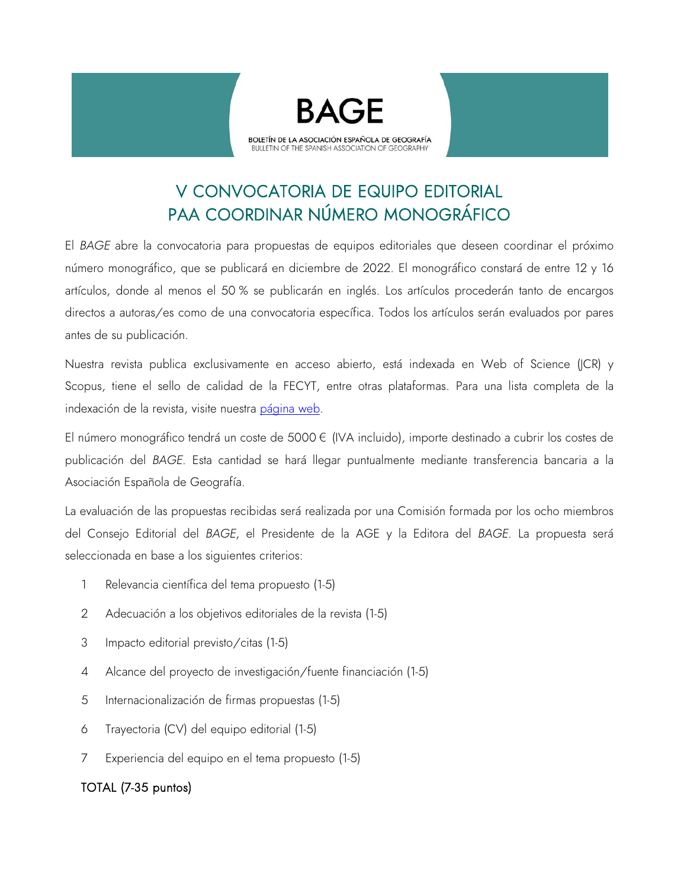BAGE

BOLETÍN DE LA ASOCIACIÓN ESPAÑOLA DE GEOGRAFÍA
BULLETIN OF THE SPANISH ASSOCIATION OF GEOGRAPHY

# V CONVOCATORIA DE EQUIPO EDITORIAL PAA COORDINAR NÚMERO MONOGRÁFICO

El *BAGE* abre la convocatoria para propuestas de equipos editoriales que deseen coordinar el próximo número monográfico, que se publicará en diciembre de 2022. El monográfico constará de entre 12 y 16 artículos, donde al menos el 50 % se publicarán en inglés. Los artículos procederán tanto de encargos directos a autoras/es como de una convocatoria específica. Todos los artículos serán evaluados por pares antes de su publicación.

Nuestra revista publica exclusivamente en acceso abierto, está indexada en Web of Science (JCR) y Scopus, tiene el sello de calidad de la FECYT, entre otras plataformas. Para una lista completa de la indexación de la revista, visite nuestra página web.

El número monográfico tendrá un coste de 5000 € (IVA incluido), importe destinado a cubrir los costes de publicación del *BAGE*. Esta cantidad se hará llegar puntualmente mediante transferencia bancaria a la Asociación Española de Geografía.

La evaluación de las propuestas recibidas será realizada por una Comisión formada por los ocho miembros del Consejo Editorial del *BAGE*, el Presidente de la AGE y la Editora del *BAGE*. La propuesta será seleccionada en base a los siguientes criterios:

1. Relevancia científica del tema propuesto (1-5)
2. Adecuación a los objetivos editoriales de la revista (1-5)
3. Impacto editorial previsto/citas (1-5)
4. Alcance del proyecto de investigación/fuente financiación (1-5)
5. Internacionalización de firmas propuestas (1-5)
6. Trayectoria (CV) del equipo editorial (1-5)
7. Experiencia del equipo en el tema propuesto (1-5)

TOTAL (7-35 puntos)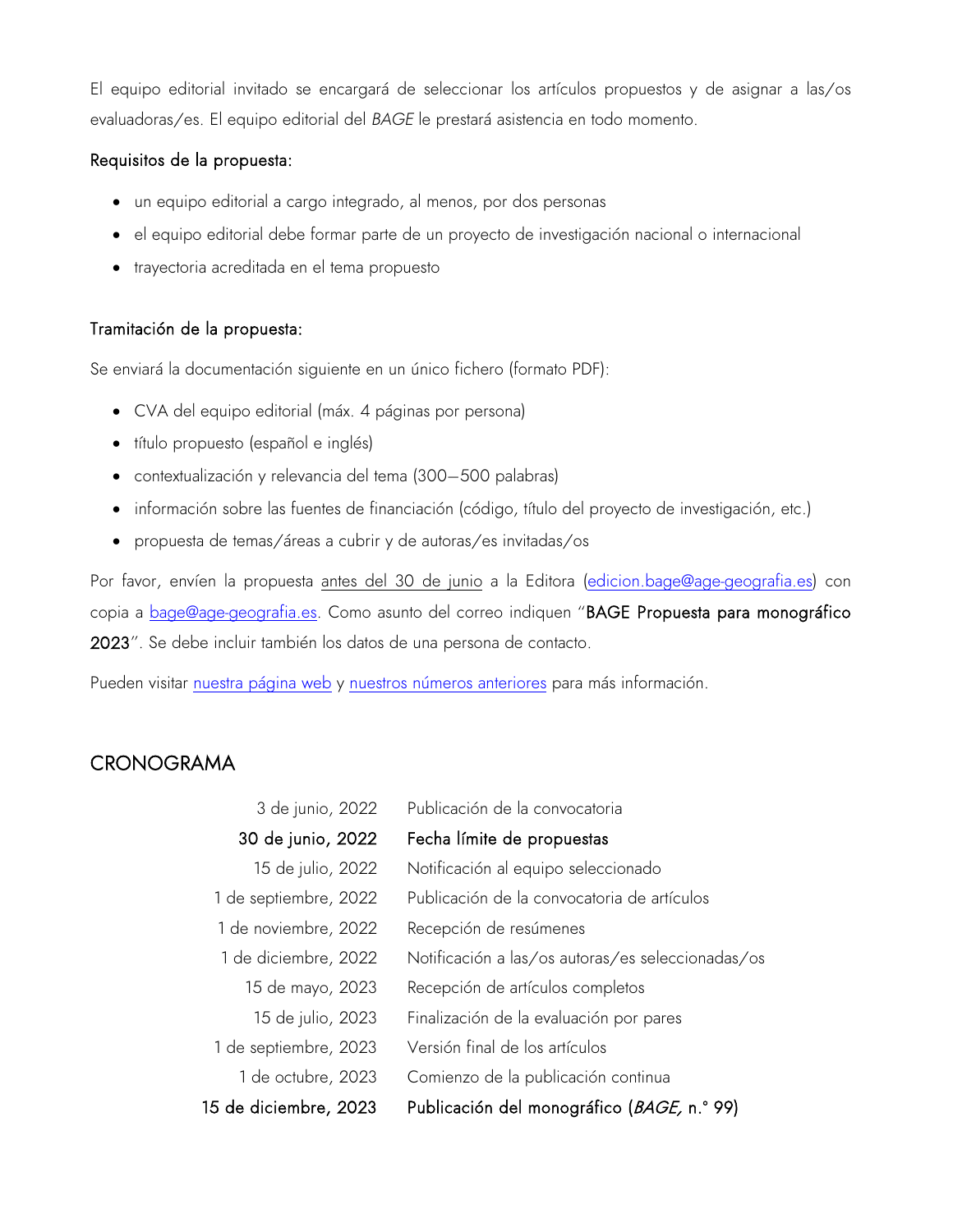El equipo editorial invitado se encargará de seleccionar los artículos propuestos y de asignar a las/os evaluadoras/es. El equipo editorial del *BAGE* le prestará asistencia en todo momento.

**Requisitos de la propuesta:**

- un equipo editorial a cargo integrado, al menos, por dos personas
- el equipo editorial debe formar parte de un proyecto de investigación nacional o internacional
- trayectoria acreditada en el tema propuesto

**Tramitación de la propuesta:**

Se enviará la documentación siguiente en un único fichero (formato PDF):

- CVA del equipo editorial (máx. 4 páginas por persona)
- título propuesto (español e inglés)
- contextualización y relevancia del tema (300—500 palabras)
- información sobre las fuentes de financiación (código, título del proyecto de investigación, etc.)
- propuesta de temas/áreas a cubrir y de autoras/es invitadas/os

Por favor, envíen la propuesta antes del 30 de junio a la Editora (edicion.bage@age-geografia.es) con copia a bage@age-geografia.es. Como asunto del correo indiquen "**BAGE Propuesta para monográfico 2023**". Se debe incluir también los datos de una persona de contacto.

Pueden visitar nuestra página web y nuestros números anteriores para más información.

## CRONOGRAMA

| | |
|---|---|
| 3 de junio, 2022 | Publicación de la convocatoria |
| **30 de junio, 2022** | **Fecha límite de propuestas** |
| 15 de julio, 2022 | Notificación al equipo seleccionado |
| 1 de septiembre, 2022 | Publicación de la convocatoria de artículos |
| 1 de noviembre, 2022 | Recepción de resúmenes |
| 1 de diciembre, 2022 | Notificación a las/os autoras/es seleccionadas/os |
| 15 de mayo, 2023 | Recepción de artículos completos |
| 15 de julio, 2023 | Finalización de la evaluación por pares |
| 1 de septiembre, 2023 | Versión final de los artículos |
| 1 de octubre, 2023 | Comienzo de la publicación continua |
| **15 de diciembre, 2023** | **Publicación del monográfico (*BAGE,* n.° 99)** |